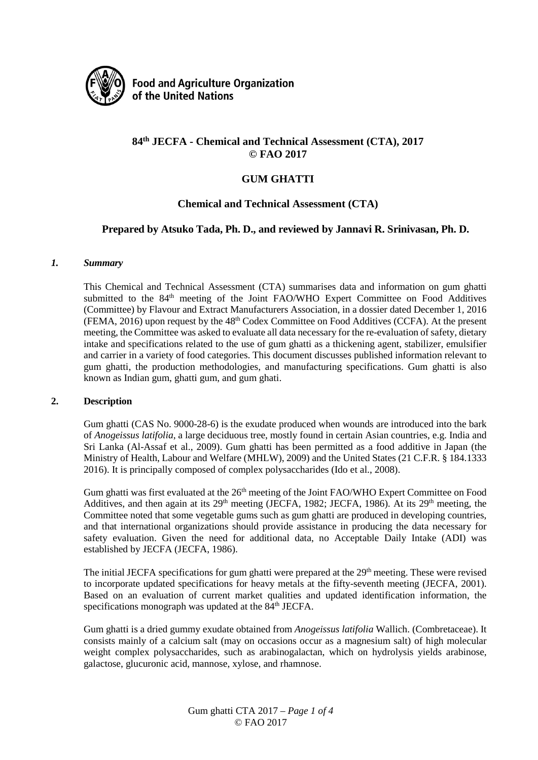Food and Agriculture Organization of the United Nations

# 84th JECFA - Chemical and Technical Assessment (CTA), 2017
**© FAO 2017**

# GUM GHATTI

## Chemical and Technical Assessment (CTA)

### Prepared by Atsuko Tada, Ph. D., and reviewed by Jannavi R. Srinivasan, Ph. D.

## *1. Summary*

This Chemical and Technical Assessment (CTA) summarises data and information on gum ghatti submitted to the 84th meeting of the Joint FAO/WHO Expert Committee on Food Additives (Committee) by Flavour and Extract Manufacturers Association, in a dossier dated December 1, 2016 (FEMA, 2016) upon request by the 48th Codex Committee on Food Additives (CCFA). At the present meeting, the Committee was asked to evaluate all data necessary for the re-evaluation of safety, dietary intake and specifications related to the use of gum ghatti as a thickening agent, stabilizer, emulsifier and carrier in a variety of food categories. This document discusses published information relevant to gum ghatti, the production methodologies, and manufacturing specifications. Gum ghatti is also known as Indian gum, ghatti gum, and gum ghati.

## 2. Description

Gum ghatti (CAS No. 9000-28-6) is the exudate produced when wounds are introduced into the bark of *Anogeissus latifolia*, a large deciduous tree, mostly found in certain Asian countries, e.g. India and Sri Lanka (Al-Assaf et al., 2009). Gum ghatti has been permitted as a food additive in Japan (the Ministry of Health, Labour and Welfare (MHLW), 2009) and the United States (21 C.F.R. § 184.1333 2016). It is principally composed of complex polysaccharides (Ido et al., 2008).

Gum ghatti was first evaluated at the 26th meeting of the Joint FAO/WHO Expert Committee on Food Additives, and then again at its 29th meeting (JECFA, 1982; JECFA, 1986). At its 29th meeting, the Committee noted that some vegetable gums such as gum ghatti are produced in developing countries, and that international organizations should provide assistance in producing the data necessary for safety evaluation. Given the need for additional data, no Acceptable Daily Intake (ADI) was established by JECFA (JECFA, 1986).

The initial JECFA specifications for gum ghatti were prepared at the 29th meeting. These were revised to incorporate updated specifications for heavy metals at the fifty-seventh meeting (JECFA, 2001). Based on an evaluation of current market qualities and updated identification information, the specifications monograph was updated at the 84th JECFA.

Gum ghatti is a dried gummy exudate obtained from *Anogeissus latifolia* Wallich. (Combretaceae). It consists mainly of a calcium salt (may on occasions occur as a magnesium salt) of high molecular weight complex polysaccharides, such as arabinogalactan, which on hydrolysis yields arabinose, galactose, glucuronic acid, mannose, xylose, and rhamnose.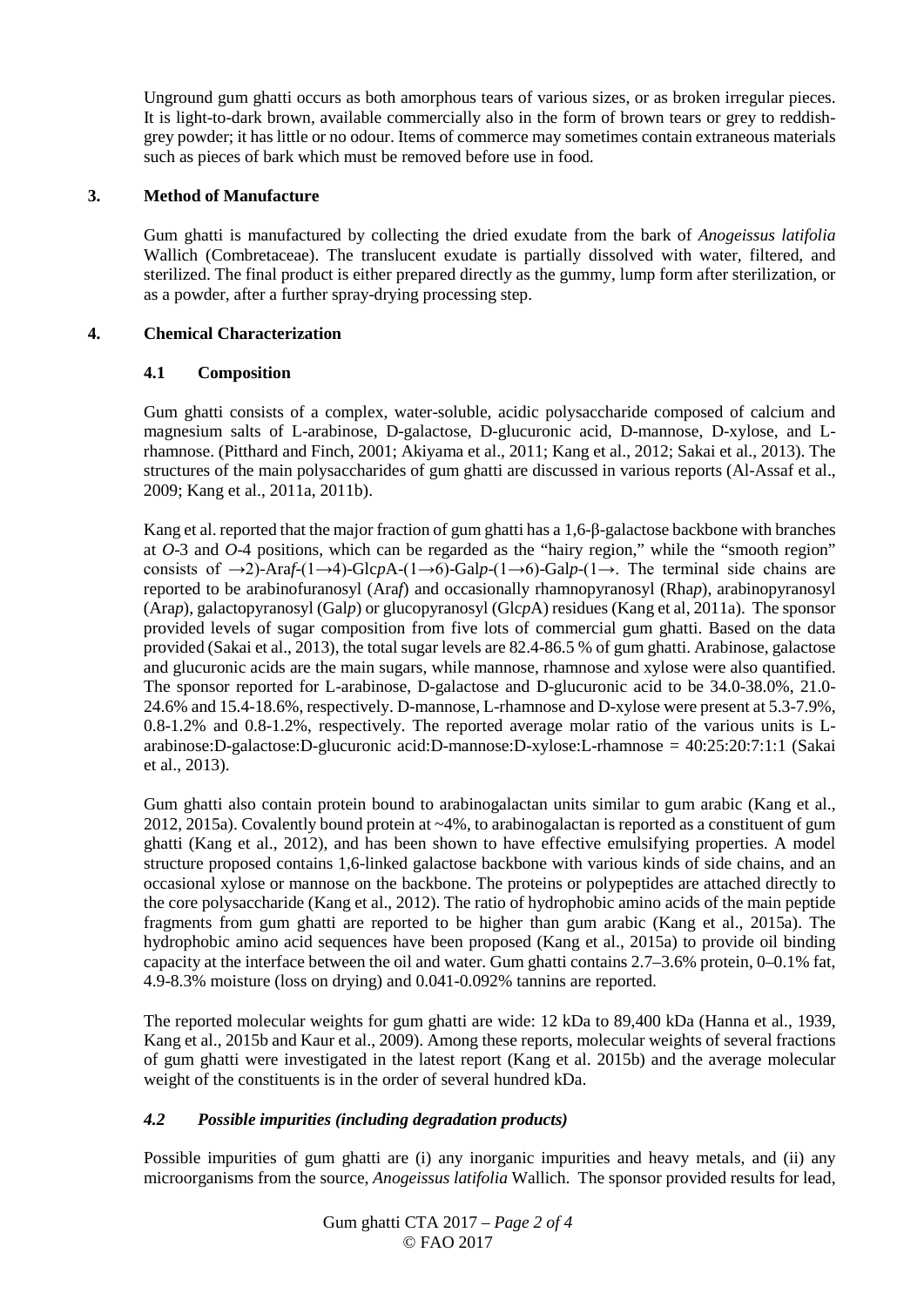Unground gum ghatti occurs as both amorphous tears of various sizes, or as broken irregular pieces. It is light-to-dark brown, available commercially also in the form of brown tears or grey to reddish-grey powder; it has little or no odour. Items of commerce may sometimes contain extraneous materials such as pieces of bark which must be removed before use in food.

## 3. Method of Manufacture

Gum ghatti is manufactured by collecting the dried exudate from the bark of *Anogeissus latifolia* Wallich (Combretaceae). The translucent exudate is partially dissolved with water, filtered, and sterilized. The final product is either prepared directly as the gummy, lump form after sterilization, or as a powder, after a further spray-drying processing step.

## 4. Chemical Characterization

### 4.1 Composition

Gum ghatti consists of a complex, water-soluble, acidic polysaccharide composed of calcium and magnesium salts of L-arabinose, D-galactose, D-glucuronic acid, D-mannose, D-xylose, and L-rhamnose. (Pitthard and Finch, 2001; Akiyama et al., 2011; Kang et al., 2012; Sakai et al., 2013). The structures of the main polysaccharides of gum ghatti are discussed in various reports (Al-Assaf et al., 2009; Kang et al., 2011a, 2011b).

Kang et al. reported that the major fraction of gum ghatti has a 1,6-β-galactose backbone with branches at *O*-3 and *O*-4 positions, which can be regarded as the "hairy region," while the "smooth region" consists of →2)-Ara*f*-(1→4)-Glc*p*A-(1→6)-Gal*p*-(1→6)-Gal*p*-(1→. The terminal side chains are reported to be arabinofuranosyl (Ara*f*) and occasionally rhamnopyranosyl (Rha*p*), arabinopyranosyl (Ara*p*), galactopyranosyl (Gal*p*) or glucopyranosyl (Glc*p*A) residues (Kang et al, 2011a). The sponsor provided levels of sugar composition from five lots of commercial gum ghatti. Based on the data provided (Sakai et al., 2013), the total sugar levels are 82.4-86.5 % of gum ghatti. Arabinose, galactose and glucuronic acids are the main sugars, while mannose, rhamnose and xylose were also quantified. The sponsor reported for L-arabinose, D-galactose and D-glucuronic acid to be 34.0-38.0%, 21.0-24.6% and 15.4-18.6%, respectively. D-mannose, L-rhamnose and D-xylose were present at 5.3-7.9%, 0.8-1.2% and 0.8-1.2%, respectively. The reported average molar ratio of the various units is L-arabinose:D-galactose:D-glucuronic acid:D-mannose:D-xylose:L-rhamnose = 40:25:20:7:1:1 (Sakai et al., 2013).

Gum ghatti also contain protein bound to arabinogalactan units similar to gum arabic (Kang et al., 2012, 2015a). Covalently bound protein at ~4%, to arabinogalactan is reported as a constituent of gum ghatti (Kang et al., 2012), and has been shown to have effective emulsifying properties. A model structure proposed contains 1,6-linked galactose backbone with various kinds of side chains, and an occasional xylose or mannose on the backbone. The proteins or polypeptides are attached directly to the core polysaccharide (Kang et al., 2012). The ratio of hydrophobic amino acids of the main peptide fragments from gum ghatti are reported to be higher than gum arabic (Kang et al., 2015a). The hydrophobic amino acid sequences have been proposed (Kang et al., 2015a) to provide oil binding capacity at the interface between the oil and water. Gum ghatti contains 2.7–3.6% protein, 0–0.1% fat, 4.9-8.3% moisture (loss on drying) and 0.041-0.092% tannins are reported.

The reported molecular weights for gum ghatti are wide: 12 kDa to 89,400 kDa (Hanna et al., 1939, Kang et al., 2015b and Kaur et al., 2009). Among these reports, molecular weights of several fractions of gum ghatti were investigated in the latest report (Kang et al. 2015b) and the average molecular weight of the constituents is in the order of several hundred kDa.

### *4.2 Possible impurities (including degradation products)*

Possible impurities of gum ghatti are (i) any inorganic impurities and heavy metals, and (ii) any microorganisms from the source, *Anogeissus latifolia* Wallich. The sponsor provided results for lead,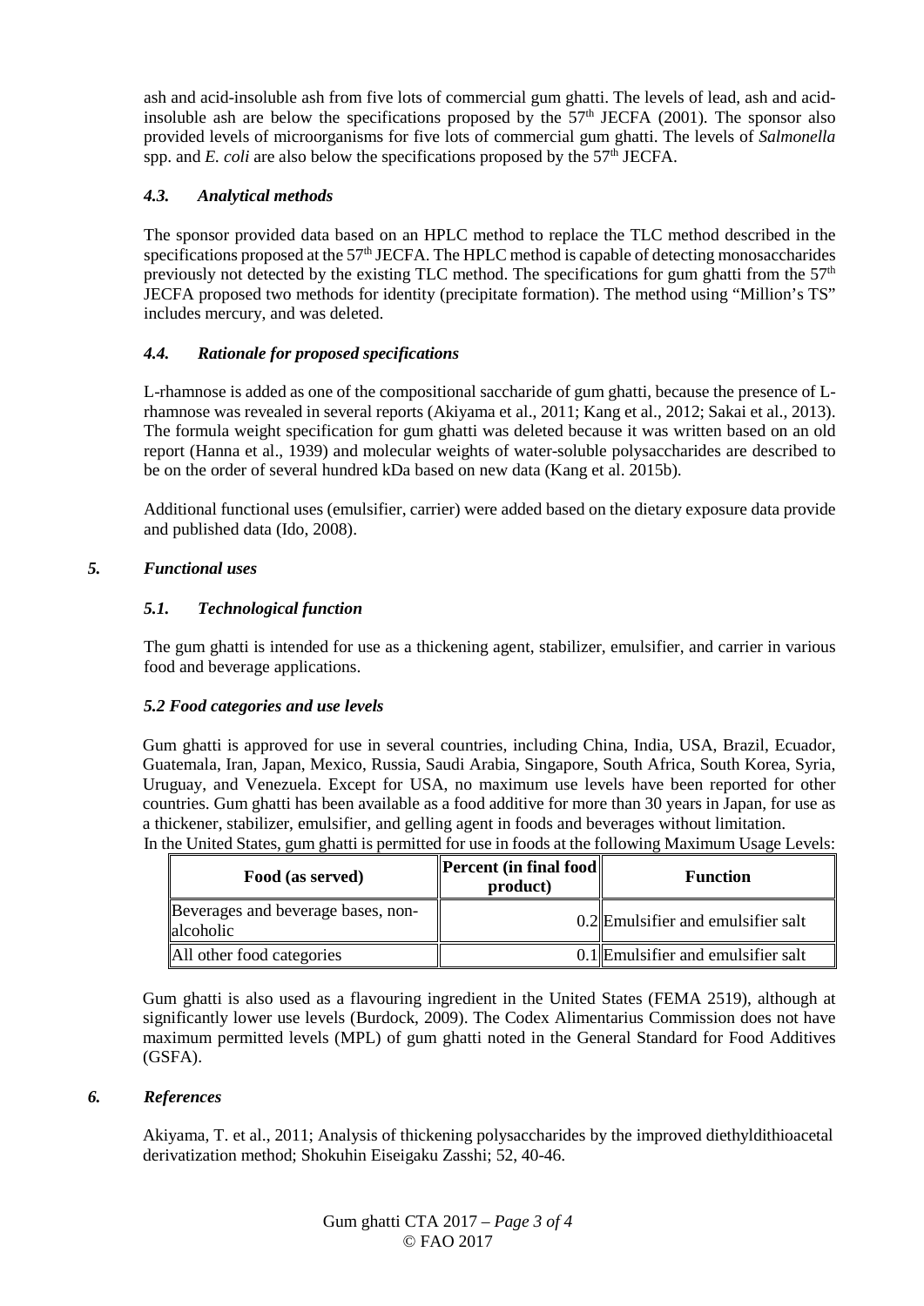ash and acid-insoluble ash from five lots of commercial gum ghatti. The levels of lead, ash and acid-insoluble ash are below the specifications proposed by the 57th JECFA (2001). The sponsor also provided levels of microorganisms for five lots of commercial gum ghatti. The levels of *Salmonella* spp. and *E. coli* are also below the specifications proposed by the 57th JECFA.

### *4.3. Analytical methods*

The sponsor provided data based on an HPLC method to replace the TLC method described in the specifications proposed at the 57th JECFA. The HPLC method is capable of detecting monosaccharides previously not detected by the existing TLC method. The specifications for gum ghatti from the 57th JECFA proposed two methods for identity (precipitate formation). The method using "Million's TS" includes mercury, and was deleted.

### *4.4. Rationale for proposed specifications*

L-rhamnose is added as one of the compositional saccharide of gum ghatti, because the presence of L-rhamnose was revealed in several reports (Akiyama et al., 2011; Kang et al., 2012; Sakai et al., 2013). The formula weight specification for gum ghatti was deleted because it was written based on an old report (Hanna et al., 1939) and molecular weights of water-soluble polysaccharides are described to be on the order of several hundred kDa based on new data (Kang et al. 2015b).

Additional functional uses (emulsifier, carrier) were added based on the dietary exposure data provide and published data (Ido, 2008).

## *5. Functional uses*

### *5.1. Technological function*

The gum ghatti is intended for use as a thickening agent, stabilizer, emulsifier, and carrier in various food and beverage applications.

### *5.2 Food categories and use levels*

Gum ghatti is approved for use in several countries, including China, India, USA, Brazil, Ecuador, Guatemala, Iran, Japan, Mexico, Russia, Saudi Arabia, Singapore, South Africa, South Korea, Syria, Uruguay, and Venezuela. Except for USA, no maximum use levels have been reported for other countries. Gum ghatti has been available as a food additive for more than 30 years in Japan, for use as a thickener, stabilizer, emulsifier, and gelling agent in foods and beverages without limitation.
In the United States, gum ghatti is permitted for use in foods at the following Maximum Usage Levels:

| Food (as served) | Percent (in final food product) | Function |
|---|---|---|
| Beverages and beverage bases, non-alcoholic | 0.2 | Emulsifier and emulsifier salt |
| All other food categories | 0.1 | Emulsifier and emulsifier salt |

Gum ghatti is also used as a flavouring ingredient in the United States (FEMA 2519), although at significantly lower use levels (Burdock, 2009). The Codex Alimentarius Commission does not have maximum permitted levels (MPL) of gum ghatti noted in the General Standard for Food Additives (GSFA).

## *6. References*

Akiyama, T. et al., 2011; Analysis of thickening polysaccharides by the improved diethyldithioacetal derivatization method; Shokuhin Eiseigaku Zasshi; 52, 40-46.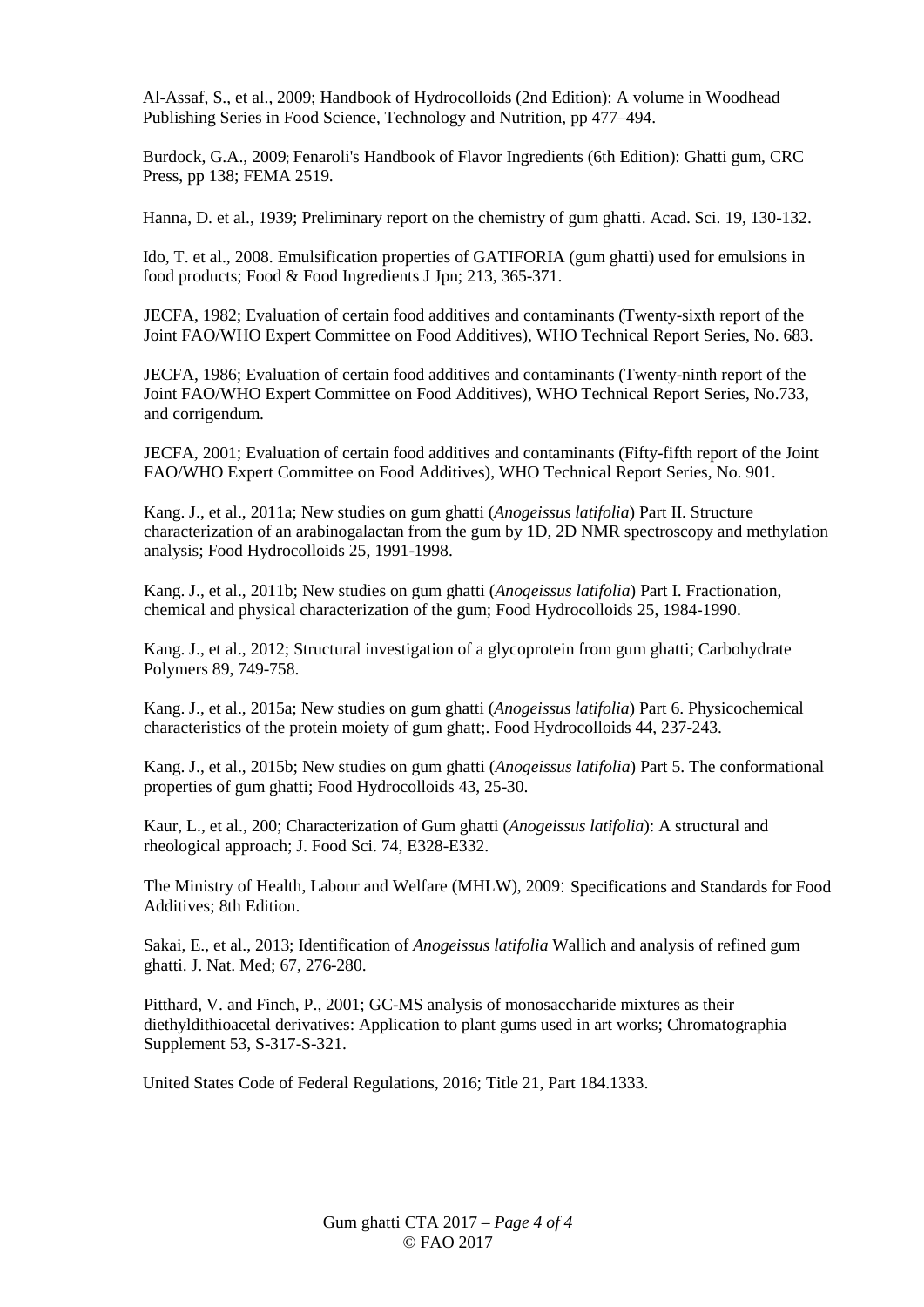Al-Assaf, S., et al., 2009; Handbook of Hydrocolloids (2nd Edition): A volume in Woodhead Publishing Series in Food Science, Technology and Nutrition, pp 477–494.

Burdock, G.A., 2009; Fenaroli's Handbook of Flavor Ingredients (6th Edition): Ghatti gum, CRC Press, pp 138; FEMA 2519.

Hanna, D. et al., 1939; Preliminary report on the chemistry of gum ghatti. Acad. Sci. 19, 130-132.

Ido, T. et al., 2008. Emulsification properties of GATIFORIA (gum ghatti) used for emulsions in food products; Food & Food Ingredients J Jpn; 213, 365-371.

JECFA, 1982; Evaluation of certain food additives and contaminants (Twenty-sixth report of the Joint FAO/WHO Expert Committee on Food Additives), WHO Technical Report Series, No. 683.

JECFA, 1986; Evaluation of certain food additives and contaminants (Twenty-ninth report of the Joint FAO/WHO Expert Committee on Food Additives), WHO Technical Report Series, No.733, and corrigendum.

JECFA, 2001; Evaluation of certain food additives and contaminants (Fifty-fifth report of the Joint FAO/WHO Expert Committee on Food Additives), WHO Technical Report Series, No. 901.

Kang. J., et al., 2011a; New studies on gum ghatti (*Anogeissus latifolia*) Part II. Structure characterization of an arabinogalactan from the gum by 1D, 2D NMR spectroscopy and methylation analysis; Food Hydrocolloids 25, 1991-1998.

Kang. J., et al., 2011b; New studies on gum ghatti (*Anogeissus latifolia*) Part I. Fractionation, chemical and physical characterization of the gum; Food Hydrocolloids 25, 1984-1990.

Kang. J., et al., 2012; Structural investigation of a glycoprotein from gum ghatti; Carbohydrate Polymers 89, 749-758.

Kang. J., et al., 2015a; New studies on gum ghatti (*Anogeissus latifolia*) Part 6. Physicochemical characteristics of the protein moiety of gum ghatt;. Food Hydrocolloids 44, 237-243.

Kang. J., et al., 2015b; New studies on gum ghatti (*Anogeissus latifolia*) Part 5. The conformational properties of gum ghatti; Food Hydrocolloids 43, 25-30.

Kaur, L., et al., 200; Characterization of Gum ghatti (*Anogeissus latifolia*): A structural and rheological approach; J. Food Sci. 74, E328-E332.

The Ministry of Health, Labour and Welfare (MHLW), 2009: Specifications and Standards for Food Additives; 8th Edition.

Sakai, E., et al., 2013; Identification of *Anogeissus latifolia* Wallich and analysis of refined gum ghatti. J. Nat. Med; 67, 276-280.

Pitthard, V. and Finch, P., 2001; GC-MS analysis of monosaccharide mixtures as their diethyldithioacetal derivatives: Application to plant gums used in art works; Chromatographia Supplement 53, S-317-S-321.

United States Code of Federal Regulations, 2016; Title 21, Part 184.1333.

© FAO 2017